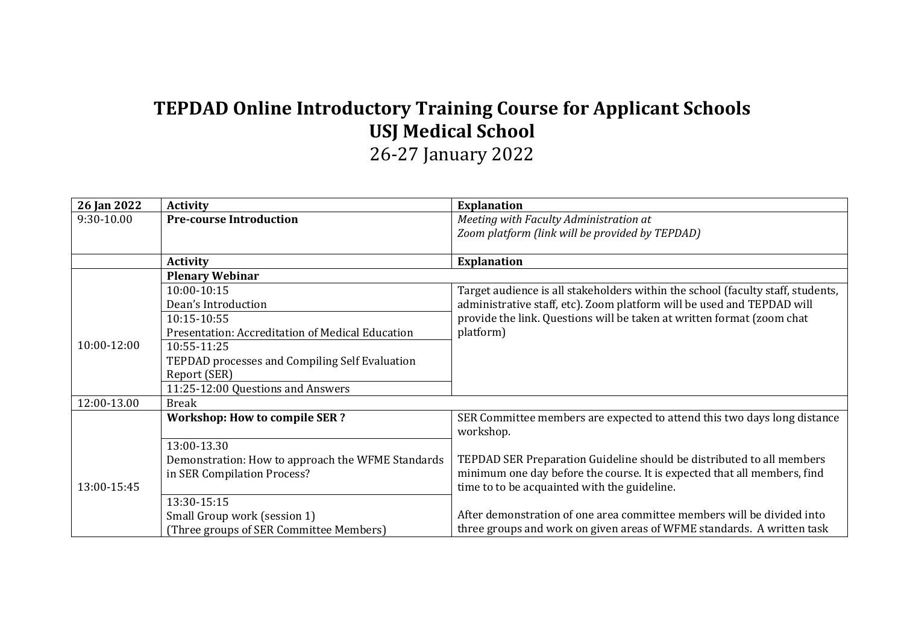# TEPDAD Online Introductory Training Course for Applicant Schools
# USJ Medical School
## 26-27 January 2022

| 26 Jan 2022 | Activity | Explanation |
|---|---|---|
| 9:30-10.00 | **Pre-course Introduction** | *Meeting with Faculty Administration at Zoom platform (link will be provided by TEPDAD)* |
| | **Activity** | **Explanation** |
| 10:00-12:00 | **Plenary Webinar** | |
| | 10:00-10:15 Dean's Introduction | Target audience is all stakeholders within the school (faculty staff, students, administrative staff, etc). Zoom platform will be used and TEPDAD will provide the link. Questions will be taken at written format (zoom chat platform) |
| | 10:15-10:55 Presentation: Accreditation of Medical Education | |
| | 10:55-11:25 TEPDAD processes and Compiling Self Evaluation Report (SER) | |
| | 11:25-12:00 Questions and Answers | |
| 12:00-13.00 | Break | |
| 13:00-15:45 | **Workshop: How to compile SER ?** | SER Committee members are expected to attend this two days long distance workshop. |
| | 13:00-13.30 Demonstration: How to approach the WFME Standards in SER Compilation Process? | TEPDAD SER Preparation Guideline should be distributed to all members minimum one day before the course. It is expected that all members, find time to to be acquainted with the guideline. |
| | 13:30-15:15 Small Group work (session 1) (Three groups of SER Committee Members) | After demonstration of one area committee members will be divided into three groups and work on given areas of WFME standards. A written task |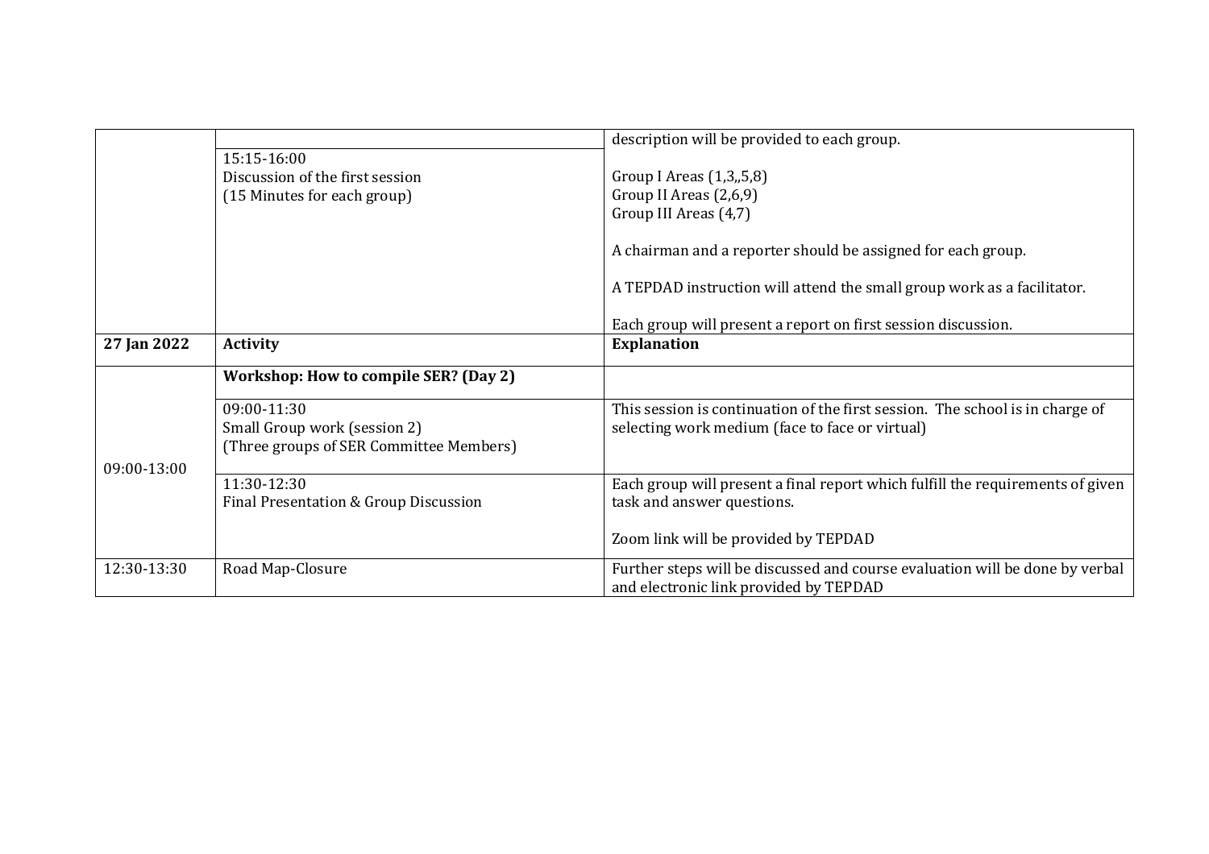| | | |
|---|---|---|
| | | description will be provided to each group. |
| | 15:15-16:00<br>Discussion of the first session<br>(15 Minutes for each group) | Group I Areas (1,3,,5,8)<br>Group II Areas (2,6,9)<br>Group III Areas (4,7)<br><br>A chairman and a reporter should be assigned for each group.<br><br>A TEPDAD instruction will attend the small group work as a facilitator.<br><br>Each group will present a report on first session discussion. |
| **27 Jan 2022** | **Activity** | **Explanation** |
| 09:00-13:00 | **Workshop: How to compile SER? (Day 2)** | |
| | 09:00-11:30<br>Small Group work (session 2)<br>(Three groups of SER Committee Members) | This session is continuation of the first session. The school is in charge of selecting work medium (face to face or virtual) |
| | 11:30-12:30<br>Final Presentation & Group Discussion | Each group will present a final report which fulfill the requirements of given task and answer questions.<br><br>Zoom link will be provided by TEPDAD |
| 12:30-13:30 | Road Map-Closure | Further steps will be discussed and course evaluation will be done by verbal and electronic link provided by TEPDAD |